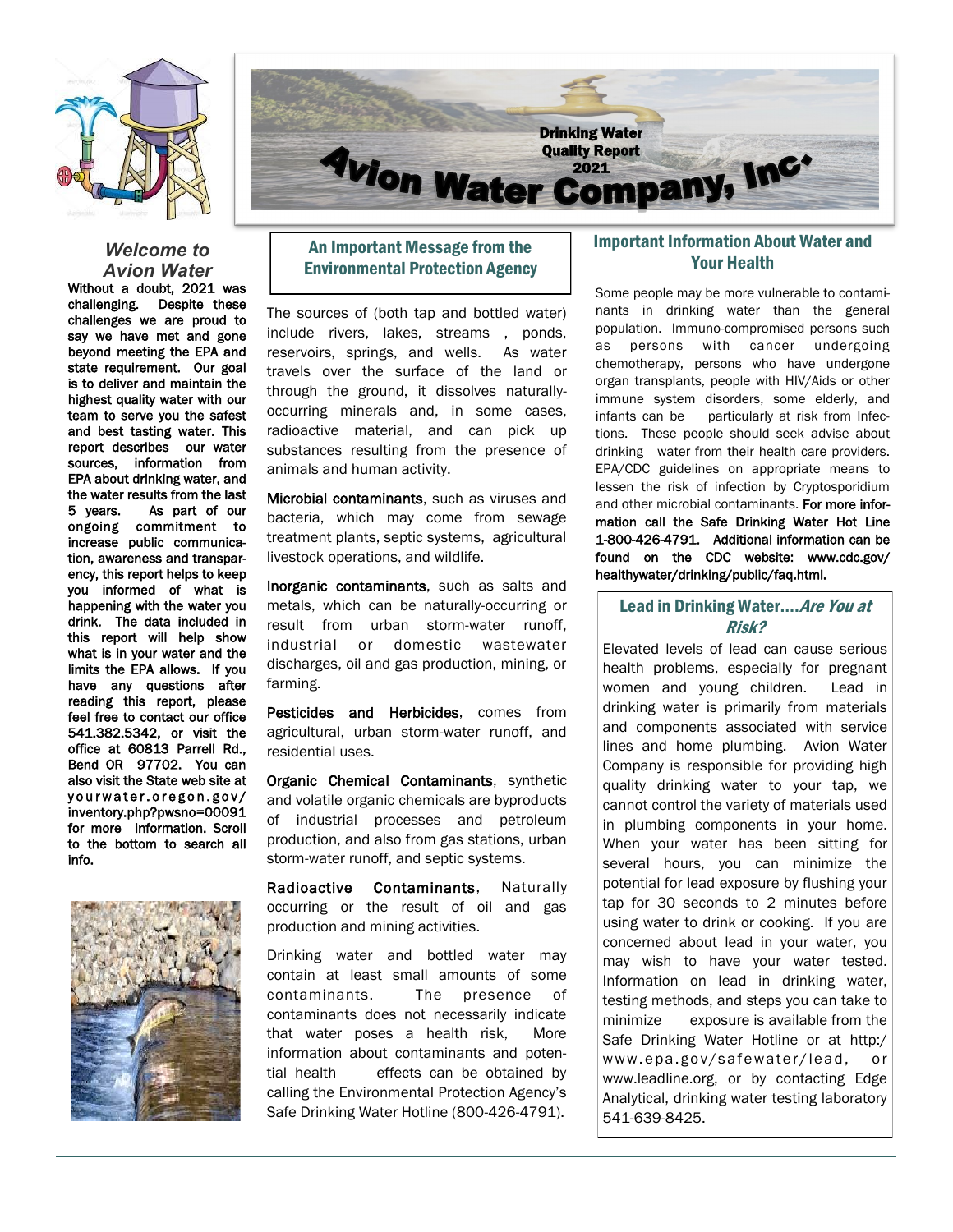# Avion Water Company, Inc.

**Drinking Water Quality Report 2021**

## *Welcome to Avion Water*

**Without a doubt, 2021 was challenging. Despite these challenges we are proud to say we have met and gone beyond meeting the EPA and state requirement. Our goal is to deliver and maintain the highest quality water with our team to serve you the safest and best tasting water. This report describes our water sources, information from EPA about drinking water, and the water results from the last 5 years. As part of our ongoing commitment to increase public communication, awareness and transparency, this report helps to keep you informed of what is happening with the water you drink. The data included in this report will help show what is in your water and the limits the EPA allows. If you have any questions after reading this report, please feel free to contact our office 541.382.5342, or visit the office at 60813 Parrell Rd., Bend OR 97702. You can also visit the State web site at yourwater.oregon.gov/inventory.php?pwsno=00091 for more information. Scroll to the bottom to search all info.**

## An Important Message from the Environmental Protection Agency

The sources of (both tap and bottled water) include rivers, lakes, streams , ponds, reservoirs, springs, and wells. As water travels over the surface of the land or through the ground, it dissolves naturally-occurring minerals and, in some cases, radioactive material, and can pick up substances resulting from the presence of animals and human activity.

**Microbial contaminants**, such as viruses and bacteria, which may come from sewage treatment plants, septic systems, agricultural livestock operations, and wildlife.

**Inorganic contaminants**, such as salts and metals, which can be naturally-occurring or result from urban storm-water runoff, industrial or domestic wastewater discharges, oil and gas production, mining, or farming.

**Pesticides and Herbicides**, comes from agricultural, urban storm-water runoff, and residential uses.

**Organic Chemical Contaminants**, synthetic and volatile organic chemicals are byproducts of industrial processes and petroleum production, and also from gas stations, urban storm-water runoff, and septic systems.

**Radioactive Contaminants**, Naturally occurring or the result of oil and gas production and mining activities.

Drinking water and bottled water may contain at least small amounts of some contaminants. The presence of contaminants does not necessarily indicate that water poses a health risk, More information about contaminants and potential health effects can be obtained by calling the Environmental Protection Agency's Safe Drinking Water Hotline (800-426-4791).

## Important Information About Water and Your Health

Some people may be more vulnerable to contaminants in drinking water than the general population. Immuno-compromised persons such as persons with cancer undergoing chemotherapy, persons who have undergone organ transplants, people with HIV/Aids or other immune system disorders, some elderly, and infants can be particularly at risk from Infections. These people should seek advise about drinking water from their health care providers. EPA/CDC guidelines on appropriate means to lessen the risk of infection by Cryptosporidium and other microbial contaminants. **For more information call the Safe Drinking Water Hot Line 1-800-426-4791. Additional information can be found on the CDC website: www.cdc.gov/healthywater/drinking/public/faq.html.**

## Lead in Drinking Water....*Are You at Risk?*

Elevated levels of lead can cause serious health problems, especially for pregnant women and young children. Lead in drinking water is primarily from materials and components associated with service lines and home plumbing. Avion Water Company is responsible for providing high quality drinking water to your tap, we cannot control the variety of materials used in plumbing components in your home. When your water has been sitting for several hours, you can minimize the potential for lead exposure by flushing your tap for 30 seconds to 2 minutes before using water to drink or cooking. If you are concerned about lead in your water, you may wish to have your water tested. Information on lead in drinking water, testing methods, and steps you can take to minimize exposure is available from the Safe Drinking Water Hotline or at http:/www.epa.gov/safewater/lead, or www.leadline.org, or by contacting Edge Analytical, drinking water testing laboratory 541-639-8425.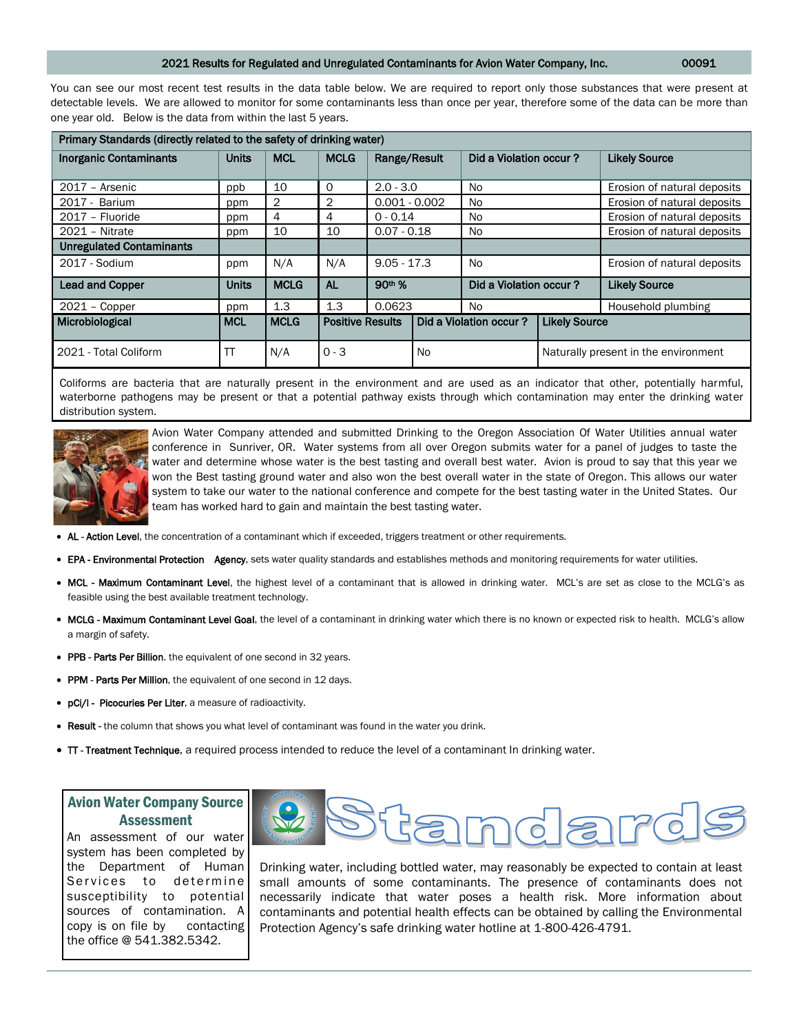## 2021 Results for Regulated and Unregulated Contaminants for Avion Water Company, Inc. 00091

You can see our most recent test results in the data table below. We are required to report only those substances that were present at detectable levels. We are allowed to monitor for some contaminants less than once per year, therefore some of the data can be more than one year old. Below is the data from within the last 5 years.

| Primary Standards (directly related to the safety of drinking water) | | | | | | |
|---|---|---|---|---|---|---|
| **Inorganic Contaminants** | **Units** | **MCL** | **MCLG** | **Range/Result** | **Did a Violation occur ?** | **Likely Source** |
| 2017 – Arsenic | ppb | 10 | 0 | 2.0 - 3.0 | No | Erosion of natural deposits |
| 2017 - Barium | ppm | 2 | 2 | 0.001 - 0.002 | No | Erosion of natural deposits |
| 2017 – Fluoride | ppm | 4 | 4 | 0 - 0.14 | No | Erosion of natural deposits |
| 2021 – Nitrate | ppm | 10 | 10 | 0.07 - 0.18 | No | Erosion of natural deposits |
| **Unregulated Contaminants** | | | | | | |
| 2017 - Sodium | ppm | N/A | N/A | 9.05 - 17.3 | No | Erosion of natural deposits |
| **Lead and Copper** | **Units** | **MCLG** | **AL** | **90th %** | **Did a Violation occur ?** | **Likely Source** |
| 2021 – Copper | ppm | 1.3 | 1.3 | 0.0623 | No | Household plumbing |

| Microbiological | MCL | MCLG | Positive Results | Did a Violation occur ? | Likely Source |
|---|---|---|---|---|---|
| 2021 - Total Coliform | TT | N/A | 0 - 3 | No | Naturally present in the environment |

Coliforms are bacteria that are naturally present in the environment and are used as an indicator that other, potentially harmful, waterborne pathogens may be present or that a potential pathway exists through which contamination may enter the drinking water distribution system.

Avion Water Company attended and submitted Drinking to the Oregon Association Of Water Utilities annual water conference in Sunriver, OR. Water systems from all over Oregon submits water for a panel of judges to taste the water and determine whose water is the best tasting and overall best water. Avion is proud to say that this year we won the Best tasting ground water and also won the best overall water in the state of Oregon. This allows our water system to take our water to the national conference and compete for the best tasting water in the United States. Our team has worked hard to gain and maintain the best tasting water.

- **AL - Action Level**, the concentration of a contaminant which if exceeded, triggers treatment or other requirements.
- **EPA - Environmental Protection Agency**, sets water quality standards and establishes methods and monitoring requirements for water utilities.
- **MCL - Maximum Contaminant Level**, the highest level of a contaminant that is allowed in drinking water. MCL's are set as close to the MCLG's as feasible using the best available treatment technology.
- **MCLG - Maximum Contaminant Level Goal**, the level of a contaminant in drinking water which there is no known or expected risk to health. MCLG's allow a margin of safety.
- **PPB - Parts Per Billion**. the equivalent of one second in 32 years.
- **PPM - Parts Per Million**, the equivalent of one second in 12 days.
- **pCi/l - Picocuries Per Liter**, a measure of radioactivity.
- **Result** - the column that shows you what level of contaminant was found in the water you drink.
- **TT - Treatment Technique**, a required process intended to reduce the level of a contaminant In drinking water.

### Avion Water Company Source Assessment

An assessment of our water system has been completed by the Department of Human Services to determine susceptibility to potential sources of contamination. A copy is on file by contacting the office @ 541.382.5342.

### Standards

Drinking water, including bottled water, may reasonably be expected to contain at least small amounts of some contaminants. The presence of contaminants does not necessarily indicate that water poses a health risk. More information about contaminants and potential health effects can be obtained by calling the Environmental Protection Agency's safe drinking water hotline at 1-800-426-4791.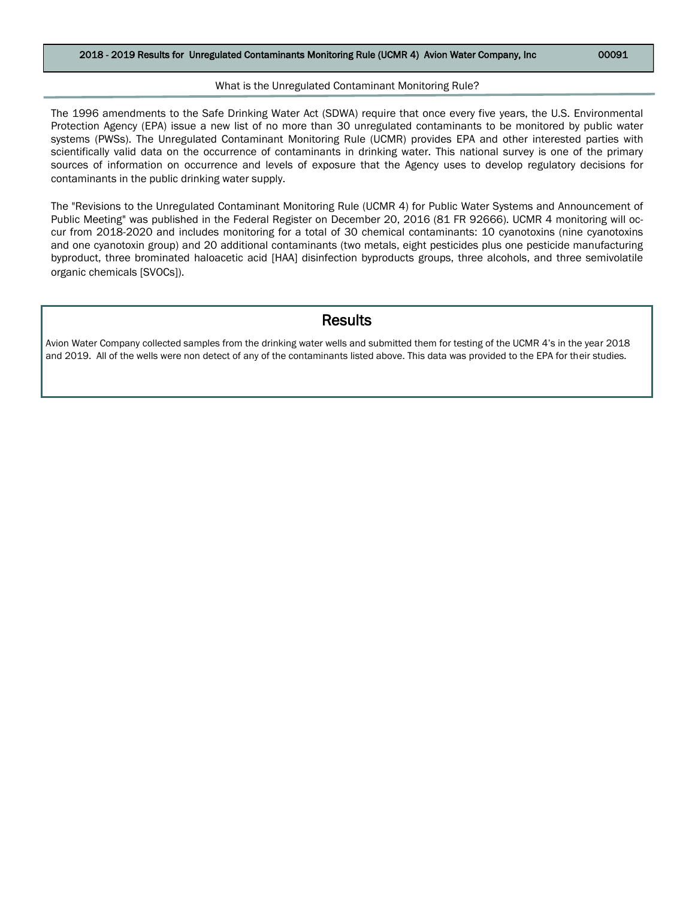# 2018 - 2019 Results for Unregulated Contaminants Monitoring Rule (UCMR 4) Avion Water Company, Inc 00091

## What is the Unregulated Contaminant Monitoring Rule?

The 1996 amendments to the Safe Drinking Water Act (SDWA) require that once every five years, the U.S. Environmental Protection Agency (EPA) issue a new list of no more than 30 unregulated contaminants to be monitored by public water systems (PWSs). The Unregulated Contaminant Monitoring Rule (UCMR) provides EPA and other interested parties with scientifically valid data on the occurrence of contaminants in drinking water. This national survey is one of the primary sources of information on occurrence and levels of exposure that the Agency uses to develop regulatory decisions for contaminants in the public drinking water supply.

The "Revisions to the Unregulated Contaminant Monitoring Rule (UCMR 4) for Public Water Systems and Announcement of Public Meeting" was published in the Federal Register on December 20, 2016 (81 FR 92666). UCMR 4 monitoring will occur from 2018-2020 and includes monitoring for a total of 30 chemical contaminants: 10 cyanotoxins (nine cyanotoxins and one cyanotoxin group) and 20 additional contaminants (two metals, eight pesticides plus one pesticide manufacturing byproduct, three brominated haloacetic acid [HAA] disinfection byproducts groups, three alcohols, and three semivolatile organic chemicals [SVOCs]).

## Results

Avion Water Company collected samples from the drinking water wells and submitted them for testing of the UCMR 4's in the year 2018 and 2019. All of the wells were non detect of any of the contaminants listed above. This data was provided to the EPA for their studies.